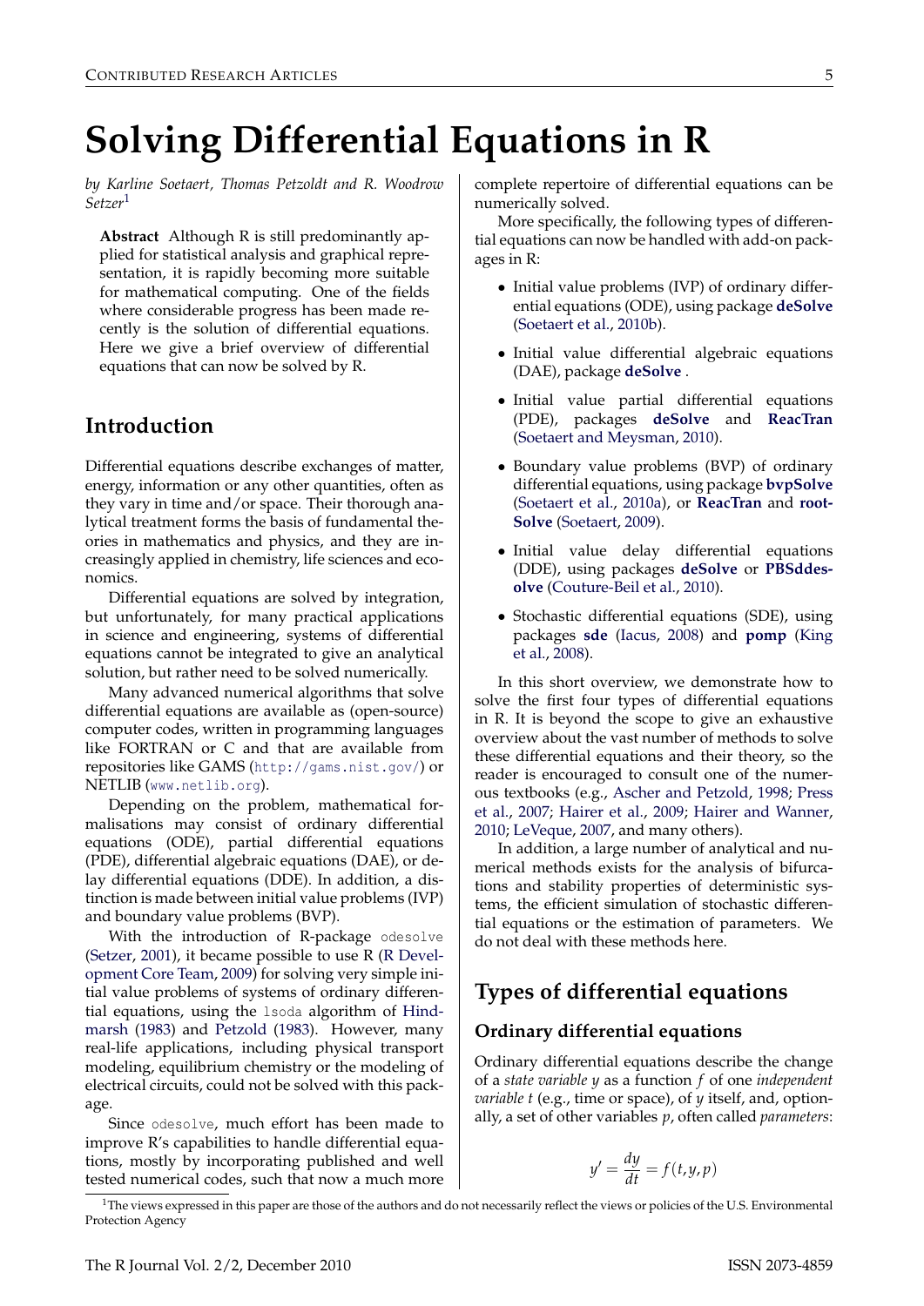# Solving Differential Equations in R

*by Karline Soetaert, Thomas Petzoldt and R. Woodrow Setzer*[1]

**Abstract** Although R is still predominantly applied for statistical analysis and graphical representation, it is rapidly becoming more suitable for mathematical computing. One of the fields where considerable progress has been made recently is the solution of differential equations. Here we give a brief overview of differential equations that can now be solved by R.

## Introduction

Differential equations describe exchanges of matter, energy, information or any other quantities, often as they vary in time and/or space. Their thorough analytical treatment forms the basis of fundamental theories in mathematics and physics, and they are increasingly applied in chemistry, life sciences and economics.

Differential equations are solved by integration, but unfortunately, for many practical applications in science and engineering, systems of differential equations cannot be integrated to give an analytical solution, but rather need to be solved numerically.

Many advanced numerical algorithms that solve differential equations are available as (open-source) computer codes, written in programming languages like FORTRAN or C and that are available from repositories like GAMS (http://gams.nist.gov/) or NETLIB (www.netlib.org).

Depending on the problem, mathematical formalisations may consist of ordinary differential equations (ODE), partial differential equations (PDE), differential algebraic equations (DAE), or delay differential equations (DDE). In addition, a distinction is made between initial value problems (IVP) and boundary value problems (BVP).

With the introduction of R-package `odesolve` (Setzer, 2001), it became possible to use R (R Development Core Team, 2009) for solving very simple initial value problems of systems of ordinary differential equations, using the `lsoda` algorithm of Hindmarsh (1983) and Petzold (1983). However, many real-life applications, including physical transport modeling, equilibrium chemistry or the modeling of electrical circuits, could not be solved with this package.

Since `odesolve`, much effort has been made to improve R's capabilities to handle differential equations, mostly by incorporating published and well tested numerical codes, such that now a much more complete repertoire of differential equations can be numerically solved.

More specifically, the following types of differential equations can now be handled with add-on packages in R:

- Initial value problems (IVP) of ordinary differential equations (ODE), using package **deSolve** (Soetaert et al., 2010b).
- Initial value differential algebraic equations (DAE), package **deSolve** .
- Initial value partial differential equations (PDE), packages **deSolve** and **ReacTran** (Soetaert and Meysman, 2010).
- Boundary value problems (BVP) of ordinary differential equations, using package **bvpSolve** (Soetaert et al., 2010a), or **ReacTran** and **rootSolve** (Soetaert, 2009).
- Initial value delay differential equations (DDE), using packages **deSolve** or **PBSddesolve** (Couture-Beil et al., 2010).
- Stochastic differential equations (SDE), using packages **sde** (Iacus, 2008) and **pomp** (King et al., 2008).

In this short overview, we demonstrate how to solve the first four types of differential equations in R. It is beyond the scope to give an exhaustive overview about the vast number of methods to solve these differential equations and their theory, so the reader is encouraged to consult one of the numerous textbooks (e.g., Ascher and Petzold, 1998; Press et al., 2007; Hairer et al., 2009; Hairer and Wanner, 2010; LeVeque, 2007, and many others).

In addition, a large number of analytical and numerical methods exists for the analysis of bifurcations and stability properties of deterministic systems, the efficient simulation of stochastic differential equations or the estimation of parameters. We do not deal with these methods here.

## Types of differential equations

### Ordinary differential equations

Ordinary differential equations describe the change of a *state variable* $y$ as a function $f$ of one *independent variable* $t$ (e.g., time or space), of $y$ itself, and, optionally, a set of other variables $p$, often called *parameters*:

$$y' = \frac{dy}{dt} = f(t, y, p)$$

[1] The views expressed in this paper are those of the authors and do not necessarily reflect the views or policies of the U.S. Environmental Protection Agency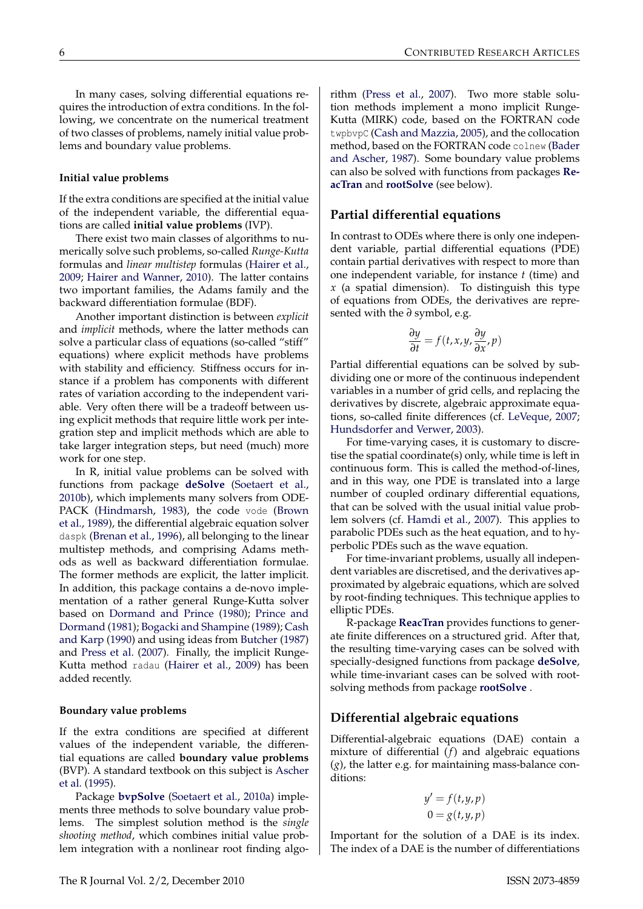In many cases, solving differential equations requires the introduction of extra conditions. In the following, we concentrate on the numerical treatment of two classes of problems, namely initial value problems and boundary value problems.

#### Initial value problems

If the extra conditions are specified at the initial value of the independent variable, the differential equations are called **initial value problems** (IVP).

There exist two main classes of algorithms to numerically solve such problems, so-called *Runge-Kutta* formulas and *linear multistep* formulas (Hairer et al., 2009; Hairer and Wanner, 2010). The latter contains two important families, the Adams family and the backward differentiation formulae (BDF).

Another important distinction is between *explicit* and *implicit* methods, where the latter methods can solve a particular class of equations (so-called "stiff" equations) where explicit methods have problems with stability and efficiency. Stiffness occurs for instance if a problem has components with different rates of variation according to the independent variable. Very often there will be a tradeoff between using explicit methods that require little work per integration step and implicit methods which are able to take larger integration steps, but need (much) more work for one step.

In R, initial value problems can be solved with functions from package **deSolve** (Soetaert et al., 2010b), which implements many solvers from ODEPACK (Hindmarsh, 1983), the code `vode` (Brown et al., 1989), the differential algebraic equation solver `daspk` (Brenan et al., 1996), all belonging to the linear multistep methods, and comprising Adams methods as well as backward differentiation formulae. The former methods are explicit, the latter implicit. In addition, this package contains a de-novo implementation of a rather general Runge-Kutta solver based on Dormand and Prince (1980); Prince and Dormand (1981); Bogacki and Shampine (1989); Cash and Karp (1990) and using ideas from Butcher (1987) and Press et al. (2007). Finally, the implicit Runge-Kutta method `radau` (Hairer et al., 2009) has been added recently.

#### Boundary value problems

If the extra conditions are specified at different values of the independent variable, the differential equations are called **boundary value problems** (BVP). A standard textbook on this subject is Ascher et al. (1995).

Package **bvpSolve** (Soetaert et al., 2010a) implements three methods to solve boundary value problems. The simplest solution method is the *single shooting method*, which combines initial value problem integration with a nonlinear root finding algorithm (Press et al., 2007). Two more stable solution methods implement a mono implicit Runge-Kutta (MIRK) code, based on the FORTRAN code `twpbvpC` (Cash and Mazzia, 2005), and the collocation method, based on the FORTRAN code `colnew` (Bader and Ascher, 1987). Some boundary value problems can also be solved with functions from packages **ReacTran** and **rootSolve** (see below).

### Partial differential equations

In contrast to ODEs where there is only one independent variable, partial differential equations (PDE) contain partial derivatives with respect to more than one independent variable, for instance $t$ (time) and $x$ (a spatial dimension). To distinguish this type of equations from ODEs, the derivatives are represented with the $\partial$ symbol, e.g.

$$\frac{\partial y}{\partial t} = f(t, x, y, \frac{\partial y}{\partial x}, p)$$

Partial differential equations can be solved by subdividing one or more of the continuous independent variables in a number of grid cells, and replacing the derivatives by discrete, algebraic approximate equations, so-called finite differences (cf. LeVeque, 2007; Hundsdorfer and Verwer, 2003).

For time-varying cases, it is customary to discretise the spatial coordinate(s) only, while time is left in continuous form. This is called the method-of-lines, and in this way, one PDE is translated into a large number of coupled ordinary differential equations, that can be solved with the usual initial value problem solvers (cf. Hamdi et al., 2007). This applies to parabolic PDEs such as the heat equation, and to hyperbolic PDEs such as the wave equation.

For time-invariant problems, usually all independent variables are discretised, and the derivatives approximated by algebraic equations, which are solved by root-finding techniques. This technique applies to elliptic PDEs.

R-package **ReacTran** provides functions to generate finite differences on a structured grid. After that, the resulting time-varying cases can be solved with specially-designed functions from package **deSolve**, while time-invariant cases can be solved with root-solving methods from package **rootSolve** .

### Differential algebraic equations

Differential-algebraic equations (DAE) contain a mixture of differential ($f$) and algebraic equations ($g$), the latter e.g. for maintaining mass-balance conditions:

$$y' = f(t, y, p)$$
$$0 = g(t, y, p)$$

Important for the solution of a DAE is its index. The index of a DAE is the number of differentiations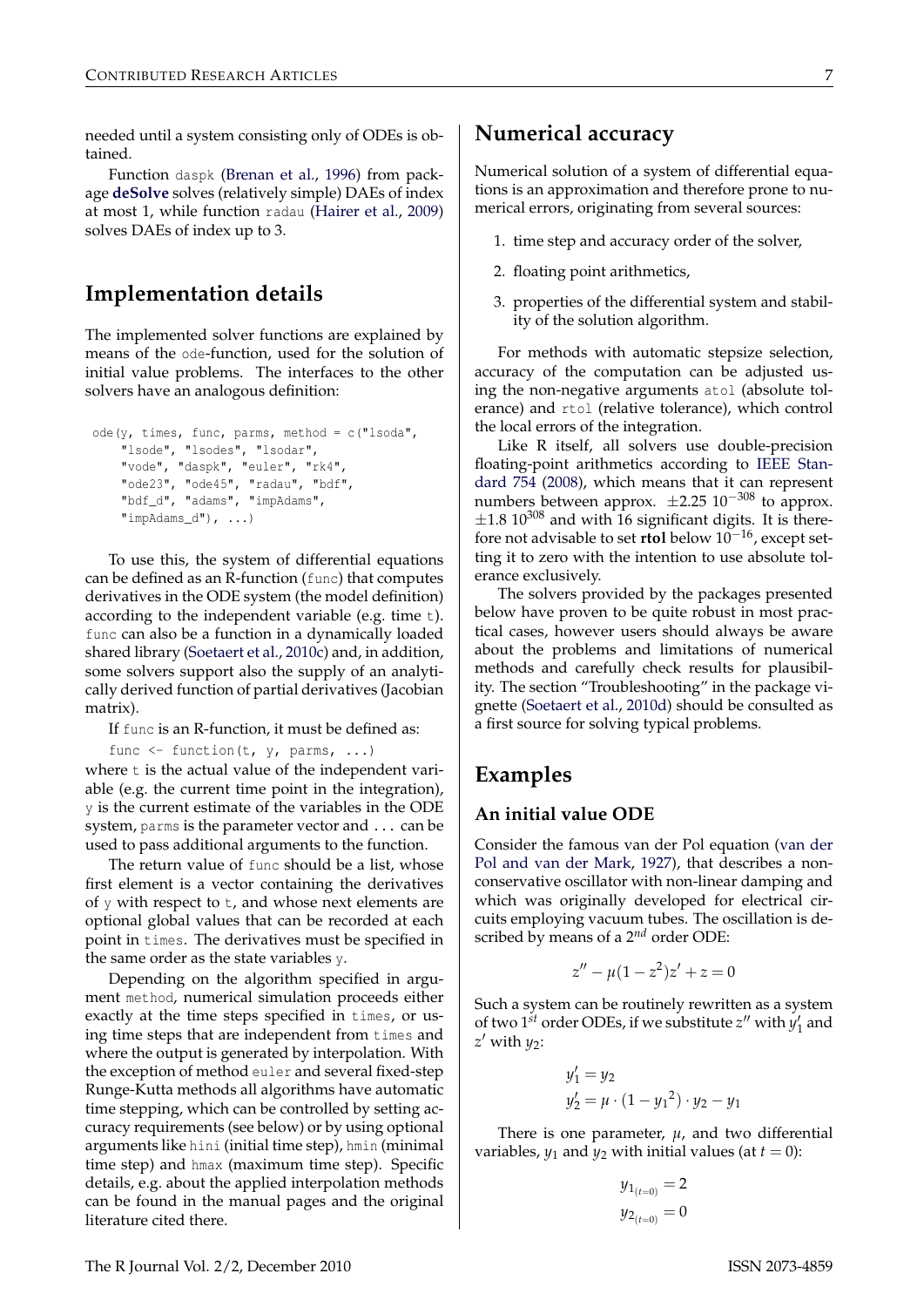needed until a system consisting only of ODEs is obtained.

Function daspk (Brenan et al., 1996) from package **deSolve** solves (relatively simple) DAEs of index at most 1, while function radau (Hairer et al., 2009) solves DAEs of index up to 3.

## Implementation details

The implemented solver functions are explained by means of the ode-function, used for the solution of initial value problems. The interfaces to the other solvers have an analogous definition:

```
ode(y, times, func, parms, method = c("lsoda",
    "lsode", "lsodes", "lsodar",
    "vode", "daspk", "euler", "rk4",
    "ode23", "ode45", "radau", "bdf",
    "bdf_d", "adams", "impAdams",
    "impAdams_d"), ...)
```

To use this, the system of differential equations can be defined as an R-function (func) that computes derivatives in the ODE system (the model definition) according to the independent variable (e.g. time t). func can also be a function in a dynamically loaded shared library (Soetaert et al., 2010c) and, in addition, some solvers support also the supply of an analytically derived function of partial derivatives (Jacobian matrix).

If func is an R-function, it must be defined as:

```
func <- function(t, y, parms, ...)
```

where t is the actual value of the independent variable (e.g. the current time point in the integration), y is the current estimate of the variables in the ODE system, parms is the parameter vector and ... can be used to pass additional arguments to the function.

The return value of func should be a list, whose first element is a vector containing the derivatives of y with respect to t, and whose next elements are optional global values that can be recorded at each point in times. The derivatives must be specified in the same order as the state variables y.

Depending on the algorithm specified in argument method, numerical simulation proceeds either exactly at the time steps specified in times, or using time steps that are independent from times and where the output is generated by interpolation. With the exception of method euler and several fixed-step Runge-Kutta methods all algorithms have automatic time stepping, which can be controlled by setting accuracy requirements (see below) or by using optional arguments like hini (initial time step), hmin (minimal time step) and hmax (maximum time step). Specific details, e.g. about the applied interpolation methods can be found in the manual pages and the original literature cited there.

## Numerical accuracy

Numerical solution of a system of differential equations is an approximation and therefore prone to numerical errors, originating from several sources:

1. time step and accuracy order of the solver,
2. floating point arithmetics,
3. properties of the differential system and stability of the solution algorithm.

For methods with automatic stepsize selection, accuracy of the computation can be adjusted using the non-negative arguments atol (absolute tolerance) and rtol (relative tolerance), which control the local errors of the integration.

Like R itself, all solvers use double-precision floating-point arithmetics according to IEEE Standard 754 (2008), which means that it can represent numbers between approx. $\pm 2.25\ 10^{-308}$ to approx. $\pm 1.8\ 10^{308}$ and with 16 significant digits. It is therefore not advisable to set **rtol** below $10^{-16}$, except setting it to zero with the intention to use absolute tolerance exclusively.

The solvers provided by the packages presented below have proven to be quite robust in most practical cases, however users should always be aware about the problems and limitations of numerical methods and carefully check results for plausibility. The section "Troubleshooting" in the package vignette (Soetaert et al., 2010d) should be consulted as a first source for solving typical problems.

## Examples

### An initial value ODE

Consider the famous van der Pol equation (van der Pol and van der Mark, 1927), that describes a non-conservative oscillator with non-linear damping and which was originally developed for electrical circuits employing vacuum tubes. The oscillation is described by means of a $2^{nd}$ order ODE:

$$z'' - \mu(1 - z^2)z' + z = 0$$

Such a system can be routinely rewritten as a system of two $1^{st}$ order ODEs, if we substitute $z''$ with $y_1'$ and $z'$ with $y_2$:

$$
\begin{aligned}
y_1' &= y_2 \\
y_2' &= \mu \cdot (1 - {y_1}^2) \cdot y_2 - y_1
\end{aligned}
$$

There is one parameter, $\mu$, and two differential variables, $y_1$ and $y_2$ with initial values (at $t = 0$):

$$
\begin{aligned}
y_{1_{(t=0)}} &= 2 \\
y_{2_{(t=0)}} &= 0
\end{aligned}
$$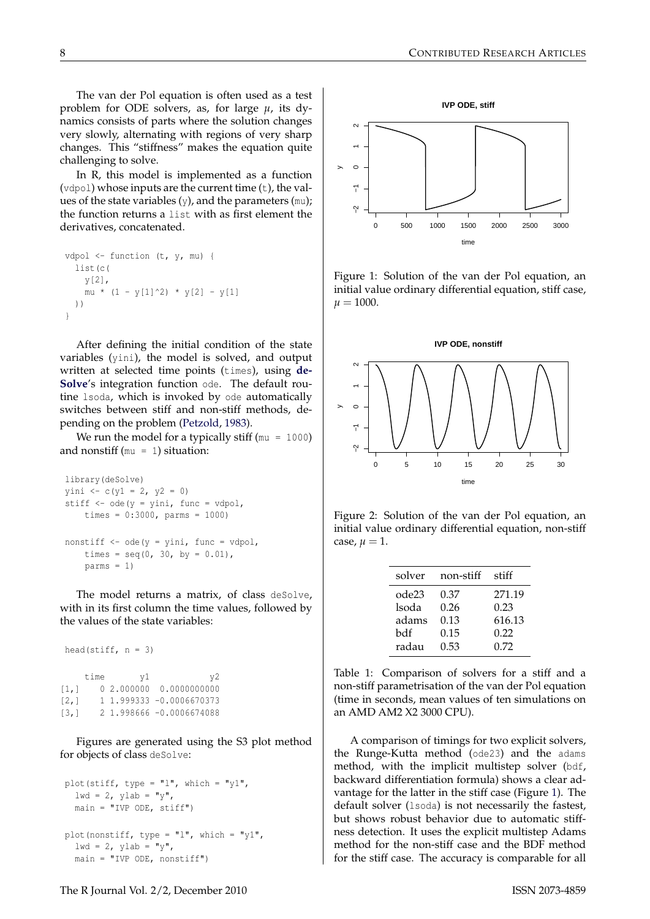The van der Pol equation is often used as a test problem for ODE solvers, as, for large $\mu$, its dynamics consists of parts where the solution changes very slowly, alternating with regions of very sharp changes. This "stiffness" makes the equation quite challenging to solve.

In R, this model is implemented as a function (vdpol) whose inputs are the current time (t), the values of the state variables (y), and the parameters (mu); the function returns a list with as first element the derivatives, concatenated.

```
vdpol <- function (t, y, mu) {
  list(c(
    y[2],
    mu * (1 - y[1]^2) * y[2] - y[1]
  ))
}
```

After defining the initial condition of the state variables (yini), the model is solved, and output written at selected time points (times), using **deSolve**'s integration function ode. The default routine lsoda, which is invoked by ode automatically switches between stiff and non-stiff methods, depending on the problem (Petzold, 1983).

We run the model for a typically stiff (mu = 1000) and nonstiff (mu = 1) situation:

```
library(deSolve)
yini <- c(y1 = 2, y2 = 0)
stiff <- ode(y = yini, func = vdpol,
    times = 0:3000, parms = 1000)

nonstiff <- ode(y = yini, func = vdpol,
    times = seq(0, 30, by = 0.01),
    parms = 1)
```

The model returns a matrix, of class deSolve, with in its first column the time values, followed by the values of the state variables:

```
head(stiff, n = 3)

     time       y1            y2
[1,]    0 2.000000  0.0000000000
[2,]    1 1.999333 -0.0006670373
[3,]    2 1.998666 -0.0006674088
```

Figures are generated using the S3 plot method for objects of class deSolve:

```
plot(stiff, type = "l", which = "y1",
  lwd = 2, ylab = "y",
  main = "IVP ODE, stiff")

plot(nonstiff, type = "l", which = "y1",
  lwd = 2, ylab = "y",
  main = "IVP ODE, nonstiff")
```

Figure 1: Solution of the van der Pol equation, an initial value ordinary differential equation, stiff case, $\mu = 1000$.

Figure 2: Solution of the van der Pol equation, an initial value ordinary differential equation, non-stiff case, $\mu = 1$.

| solver | non-stiff | stiff |
|---|---|---|
| ode23 | 0.37 | 271.19 |
| lsoda | 0.26 | 0.23 |
| adams | 0.13 | 616.13 |
| bdf | 0.15 | 0.22 |
| radau | 0.53 | 0.72 |

Table 1: Comparison of solvers for a stiff and a non-stiff parametrisation of the van der Pol equation (time in seconds, mean values of ten simulations on an AMD AM2 X2 3000 CPU).

A comparison of timings for two explicit solvers, the Runge-Kutta method (ode23) and the adams method, with the implicit multistep solver (bdf, backward differentiation formula) shows a clear advantage for the latter in the stiff case (Figure 1). The default solver (lsoda) is not necessarily the fastest, but shows robust behavior due to automatic stiffness detection. It uses the explicit multistep Adams method for the non-stiff case and the BDF method for the stiff case. The accuracy is comparable for all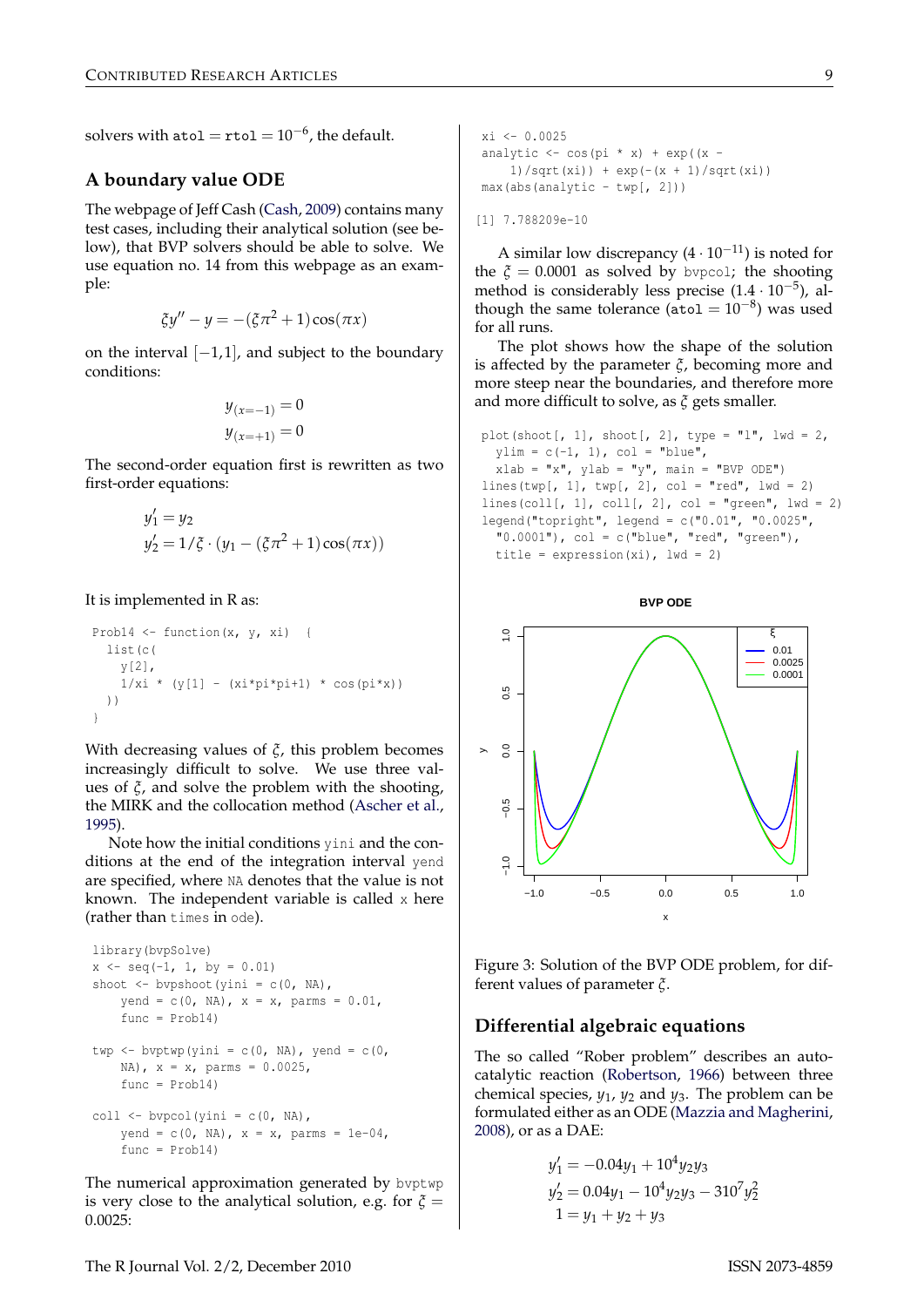solvers with atol = rtol = $10^{-6}$, the default.

## A boundary value ODE

The webpage of Jeff Cash (Cash, 2009) contains many test cases, including their analytical solution (see below), that BVP solvers should be able to solve. We use equation no. 14 from this webpage as an example:

$$\xi y'' - y = -(\xi \pi^2 + 1)\cos(\pi x)$$

on the interval $[-1,1]$, and subject to the boundary conditions:

$$y_{(x=-1)} = 0$$
$$y_{(x=+1)} = 0$$

The second-order equation first is rewritten as two first-order equations:

$$y_1' = y_2$$
$$y_2' = 1/\xi \cdot (y_1 - (\xi \pi^2 + 1)\cos(\pi x))$$

It is implemented in R as:

```
Prob14 <- function(x, y, xi)  {
  list(c(
    y[2],
    1/xi * (y[1] - (xi*pi*pi+1) * cos(pi*x))
  ))
}
```

With decreasing values of $\xi$, this problem becomes increasingly difficult to solve. We use three values of $\xi$, and solve the problem with the shooting, the MIRK and the collocation method (Ascher et al., 1995).

Note how the initial conditions yini and the conditions at the end of the integration interval yend are specified, where NA denotes that the value is not known. The independent variable is called x here (rather than times in ode).

```
library(bvpSolve)
x <- seq(-1, 1, by = 0.01)
shoot <- bvpshoot(yini = c(0, NA),
    yend = c(0, NA), x = x, parms = 0.01,
    func = Prob14)

twp <- bvptwp(yini = c(0, NA), yend = c(0,
    NA), x = x, parms = 0.0025,
    func = Prob14)

coll <- bvpcol(yini = c(0, NA),
    yend = c(0, NA), x = x, parms = 1e-04,
    func = Prob14)
```

The numerical approximation generated by bvptwp is very close to the analytical solution, e.g. for $\xi = 0.0025$:

```
xi <- 0.0025
analytic <- cos(pi * x) + exp((x -
    1)/sqrt(xi)) + exp(-(x + 1)/sqrt(xi))
max(abs(analytic - twp[, 2]))
```

```
[1] 7.788209e-10
```

A similar low discrepancy ($4 \cdot 10^{-11}$) is noted for the $\xi = 0.0001$ as solved by bvpcol; the shooting method is considerably less precise ($1.4 \cdot 10^{-5}$), although the same tolerance (atol = $10^{-8}$) was used for all runs.

The plot shows how the shape of the solution is affected by the parameter $\xi$, becoming more and more steep near the boundaries, and therefore more and more difficult to solve, as $\xi$ gets smaller.

```
plot(shoot[, 1], shoot[, 2], type = "l", lwd = 2,
  ylim = c(-1, 1), col = "blue",
  xlab = "x", ylab = "y", main = "BVP ODE")
lines(twp[, 1], twp[, 2], col = "red", lwd = 2)
lines(coll[, 1], coll[, 2], col = "green", lwd = 2)
legend("topright", legend = c("0.01", "0.0025",
  "0.0001"), col = c("blue", "red", "green"),
  title = expression(xi), lwd = 2)
```

Figure 3: Solution of the BVP ODE problem, for different values of parameter $\xi$.

## Differential algebraic equations

The so called "Rober problem" describes an autocatalytic reaction (Robertson, 1966) between three chemical species, $y_1$, $y_2$ and $y_3$. The problem can be formulated either as an ODE (Mazzia and Magherini, 2008), or as a DAE:

$$y_1' = -0.04 y_1 + 10^4 y_2 y_3$$
$$y_2' = 0.04 y_1 - 10^4 y_2 y_3 - 3 10^7 y_2^2$$
$$1 = y_1 + y_2 + y_3$$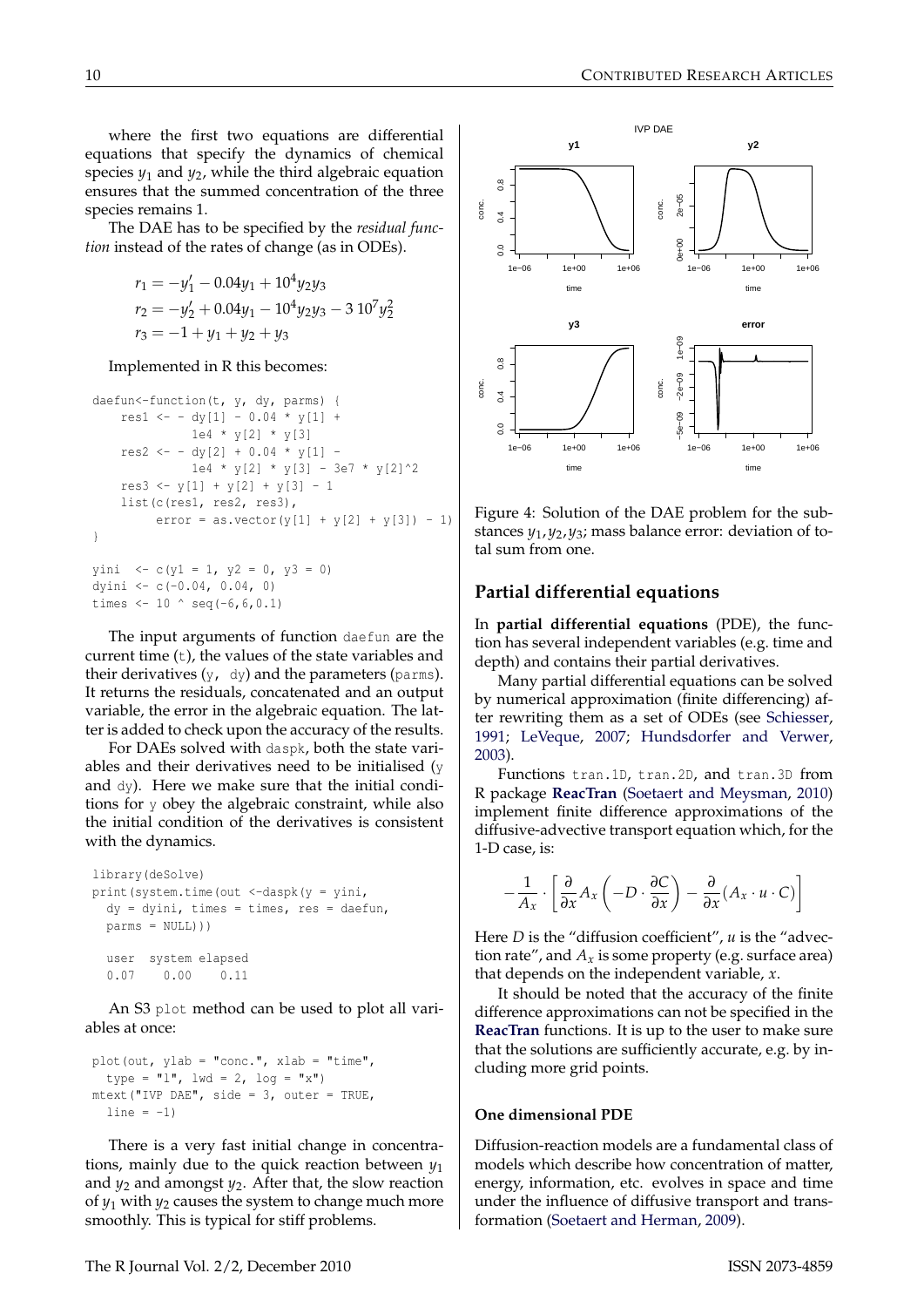where the first two equations are differential equations that specify the dynamics of chemical species $y_1$ and $y_2$, while the third algebraic equation ensures that the summed concentration of the three species remains 1.

The DAE has to be specified by the *residual function* instead of the rates of change (as in ODEs).

$$r_1 = -y_1' - 0.04 y_1 + 10^4 y_2 y_3$$
$$r_2 = -y_2' + 0.04 y_1 - 10^4 y_2 y_3 - 3\,10^7 y_2^2$$
$$r_3 = -1 + y_1 + y_2 + y_3$$

Implemented in R this becomes:

```
daefun<-function(t, y, dy, parms) {
    res1 <- - dy[1] - 0.04 * y[1] +
              1e4 * y[2] * y[3]
    res2 <- - dy[2] + 0.04 * y[1] -
              1e4 * y[2] * y[3] - 3e7 * y[2]^2
    res3 <- y[1] + y[2] + y[3] - 1
    list(c(res1, res2, res3),
         error = as.vector(y[1] + y[2] + y[3]) - 1)
}

yini  <- c(y1 = 1, y2 = 0, y3 = 0)
dyini <- c(-0.04, 0.04, 0)
times <- 10 ^ seq(-6,6,0.1)
```

The input arguments of function `daefun` are the current time (`t`), the values of the state variables and their derivatives (`y, dy`) and the parameters (`parms`). It returns the residuals, concatenated and an output variable, the error in the algebraic equation. The latter is added to check upon the accuracy of the results.

For DAEs solved with `daspk`, both the state variables and their derivatives need to be initialised (`y` and `dy`). Here we make sure that the initial conditions for `y` obey the algebraic constraint, while also the initial condition of the derivatives is consistent with the dynamics.

```
library(deSolve)
print(system.time(out <-daspk(y = yini,
  dy = dyini, times = times, res = daefun,
  parms = NULL)))

  user  system elapsed
  0.07    0.00    0.11
```

An S3 `plot` method can be used to plot all variables at once:

```
plot(out, ylab = "conc.", xlab = "time",
  type = "l", lwd = 2, log = "x")
mtext("IVP DAE", side = 3, outer = TRUE,
  line = -1)
```

There is a very fast initial change in concentrations, mainly due to the quick reaction between $y_1$ and $y_2$ and amongst $y_2$. After that, the slow reaction of $y_1$ with $y_2$ causes the system to change much more smoothly. This is typical for stiff problems.

Figure 4: Solution of the DAE problem for the substances $y_1, y_2, y_3$; mass balance error: deviation of total sum from one.

## Partial differential equations

In **partial differential equations** (PDE), the function has several independent variables (e.g. time and depth) and contains their partial derivatives.

Many partial differential equations can be solved by numerical approximation (finite differencing) after rewriting them as a set of ODEs (see Schiesser, 1991; LeVeque, 2007; Hundsdorfer and Verwer, 2003).

Functions `tran.1D`, `tran.2D`, and `tran.3D` from R package **ReacTran** (Soetaert and Meysman, 2010) implement finite difference approximations of the diffusive-advective transport equation which, for the 1-D case, is:

$$-\frac{1}{A_x} \cdot \left[ \frac{\partial}{\partial x} A_x \left( -D \cdot \frac{\partial C}{\partial x} \right) - \frac{\partial}{\partial x}(A_x \cdot u \cdot C) \right]$$

Here $D$ is the "diffusion coefficient", $u$ is the "advection rate", and $A_x$ is some property (e.g. surface area) that depends on the independent variable, $x$.

It should be noted that the accuracy of the finite difference approximations can not be specified in the **ReacTran** functions. It is up to the user to make sure that the solutions are sufficiently accurate, e.g. by including more grid points.

### One dimensional PDE

Diffusion-reaction models are a fundamental class of models which describe how concentration of matter, energy, information, etc. evolves in space and time under the influence of diffusive transport and transformation (Soetaert and Herman, 2009).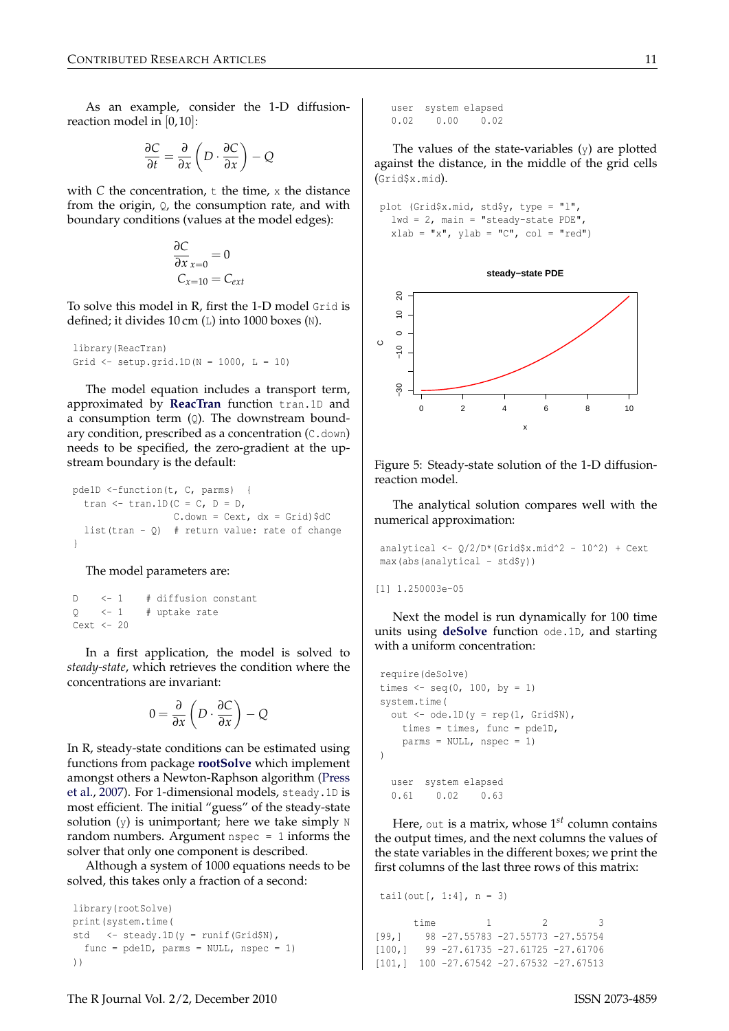As an example, consider the 1-D diffusion-reaction model in [0,10]:

$$\frac{\partial C}{\partial t} = \frac{\partial}{\partial x}\left(D \cdot \frac{\partial C}{\partial x}\right) - Q$$

with $C$ the concentration, `t` the time, `x` the distance from the origin, `Q`, the consumption rate, and with boundary conditions (values at the model edges):

$$\frac{\partial C}{\partial x}_{x=0} = 0$$
$$C_{x=10} = C_{ext}$$

To solve this model in R, first the 1-D model `Grid` is defined; it divides 10 cm (`L`) into 1000 boxes (`N`).

```
library(ReacTran)
Grid <- setup.grid.1D(N = 1000, L = 10)
```

The model equation includes a transport term, approximated by **ReacTran** function `tran.1D` and a consumption term (`Q`). The downstream boundary condition, prescribed as a concentration (`C.down`) needs to be specified, the zero-gradient at the upstream boundary is the default:

```
pde1D <-function(t, C, parms)  {
  tran <- tran.1D(C = C, D = D,
                  C.down = Cext, dx = Grid)$dC
  list(tran - Q)  # return value: rate of change
}
```

The model parameters are:

```
D    <- 1    # diffusion constant
Q    <- 1    # uptake rate
Cext <- 20
```

In a first application, the model is solved to *steady-state*, which retrieves the condition where the concentrations are invariant:

$$0 = \frac{\partial}{\partial x}\left(D \cdot \frac{\partial C}{\partial x}\right) - Q$$

In R, steady-state conditions can be estimated using functions from package **rootSolve** which implement amongst others a Newton-Raphson algorithm (Press et al., 2007). For 1-dimensional models, `steady.1D` is most efficient. The initial "guess" of the steady-state solution (`y`) is unimportant; here we take simply `N` random numbers. Argument `nspec = 1` informs the solver that only one component is described.

Although a system of 1000 equations needs to be solved, this takes only a fraction of a second:

```
library(rootSolve)
print(system.time(
std   <- steady.1D(y = runif(Grid$N),
  func = pde1D, parms = NULL, nspec = 1)
))
```

```
   user  system elapsed
   0.02    0.00    0.02
```

The values of the state-variables (`y`) are plotted against the distance, in the middle of the grid cells (`Grid$x.mid`).

```
plot (Grid$x.mid, std$y, type = "l",
  lwd = 2, main = "steady-state PDE",
  xlab = "x", ylab = "C", col = "red")
```

Figure 5: Steady-state solution of the 1-D diffusion-reaction model.

The analytical solution compares well with the numerical approximation:

```
analytical <- Q/2/D*(Grid$x.mid^2 - 10^2) + Cext
max(abs(analytical - std$y))
```

```
[1] 1.250003e-05
```

Next the model is run dynamically for 100 time units using **deSolve** function `ode.1D`, and starting with a uniform concentration:

```
require(deSolve)
times <- seq(0, 100, by = 1)
system.time(
  out <- ode.1D(y = rep(1, Grid$N),
    times = times, func = pde1D,
    parms = NULL, nspec = 1)
)
```

```
   user  system elapsed
   0.61    0.02    0.63
```

Here, `out` is a matrix, whose $1^{st}$ column contains the output times, and the next columns the values of the state variables in the different boxes; we print the first columns of the last three rows of this matrix:

```
tail(out[, 1:4], n = 3)
```

```
      time         1         2         3
[99,]   98 -27.55783 -27.55773 -27.55754
[100,]  99 -27.61735 -27.61725 -27.61706
[101,] 100 -27.67542 -27.67532 -27.67513
```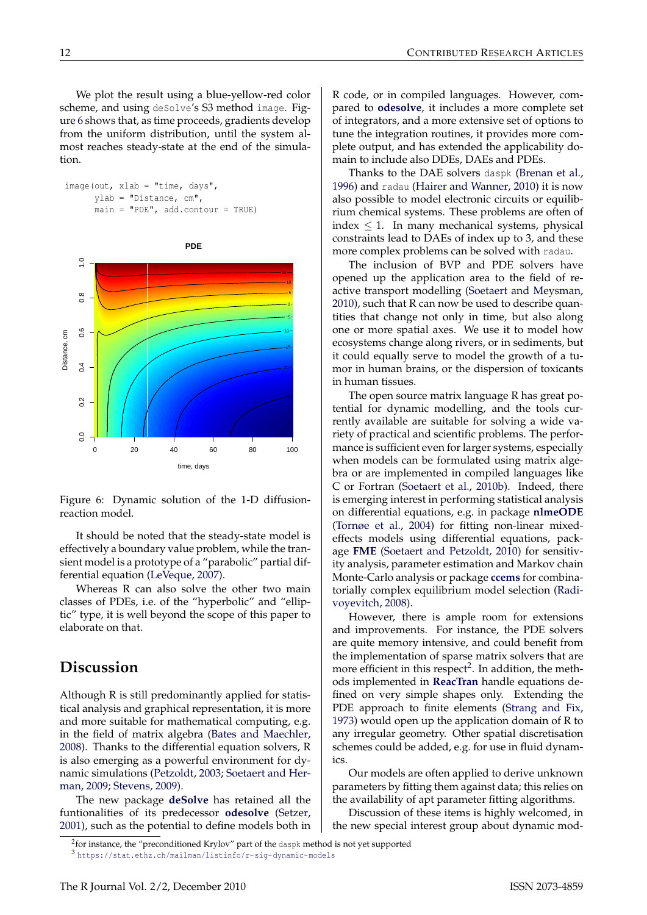We plot the result using a blue-yellow-red color scheme, and using deSolve's S3 method image. Figure 6 shows that, as time proceeds, gradients develop from the uniform distribution, until the system almost reaches steady-state at the end of the simulation.

```
image(out, xlab = "time, days",
      ylab = "Distance, cm",
      main = "PDE", add.contour = TRUE)
```

Figure 6: Dynamic solution of the 1-D diffusion-reaction model.

It should be noted that the steady-state model is effectively a boundary value problem, while the transient model is a prototype of a "parabolic" partial differential equation (LeVeque, 2007).

Whereas R can also solve the other two main classes of PDEs, i.e. of the "hyperbolic" and "elliptic" type, it is well beyond the scope of this paper to elaborate on that.

## Discussion

Although R is still predominantly applied for statistical analysis and graphical representation, it is more and more suitable for mathematical computing, e.g. in the field of matrix algebra (Bates and Maechler, 2008). Thanks to the differential equation solvers, R is also emerging as a powerful environment for dynamic simulations (Petzoldt, 2003; Soetaert and Herman, 2009; Stevens, 2009).

The new package **deSolve** has retained all the funtionalities of its predecessor **odesolve** (Setzer, 2001), such as the potential to define models both in R code, or in compiled languages. However, compared to **odesolve**, it includes a more complete set of integrators, and a more extensive set of options to tune the integration routines, it provides more complete output, and has extended the applicability domain to include also DDEs, DAEs and PDEs.

Thanks to the DAE solvers daspk (Brenan et al., 1996) and radau (Hairer and Wanner, 2010) it is now also possible to model electronic circuits or equilibrium chemical systems. These problems are often of index $\leq 1$. In many mechanical systems, physical constraints lead to DAEs of index up to 3, and these more complex problems can be solved with radau.

The inclusion of BVP and PDE solvers have opened up the application area to the field of reactive transport modelling (Soetaert and Meysman, 2010), such that R can now be used to describe quantities that change not only in time, but also along one or more spatial axes. We use it to model how ecosystems change along rivers, or in sediments, but it could equally serve to model the growth of a tumor in human brains, or the dispersion of toxicants in human tissues.

The open source matrix language R has great potential for dynamic modelling, and the tools currently available are suitable for solving a wide variety of practical and scientific problems. The performance is sufficient even for larger systems, especially when models can be formulated using matrix algebra or are implemented in compiled languages like C or Fortran (Soetaert et al., 2010b). Indeed, there is emerging interest in performing statistical analysis on differential equations, e.g. in package **nlmeODE** (Tornøe et al., 2004) for fitting non-linear mixed-effects models using differential equations, package **FME** (Soetaert and Petzoldt, 2010) for sensitivity analysis, parameter estimation and Markov chain Monte-Carlo analysis or package **ccems** for combinatorially complex equilibrium model selection (Radivoyevitch, 2008).

However, there is ample room for extensions and improvements. For instance, the PDE solvers are quite memory intensive, and could benefit from the implementation of sparse matrix solvers that are more efficient in this respect[2]. In addition, the methods implemented in **ReacTran** handle equations defined on very simple shapes only. Extending the PDE approach to finite elements (Strang and Fix, 1973) would open up the application domain of R to any irregular geometry. Other spatial discretisation schemes could be added, e.g. for use in fluid dynamics.

Our models are often applied to derive unknown parameters by fitting them against data; this relies on the availability of apt parameter fitting algorithms.

Discussion of these items is highly welcomed, in the new special interest group about dynamic mod-

[2] for instance, the "preconditioned Krylov" part of the daspk method is not yet supported

[3] https://stat.ethz.ch/mailman/listinfo/r-sig-dynamic-models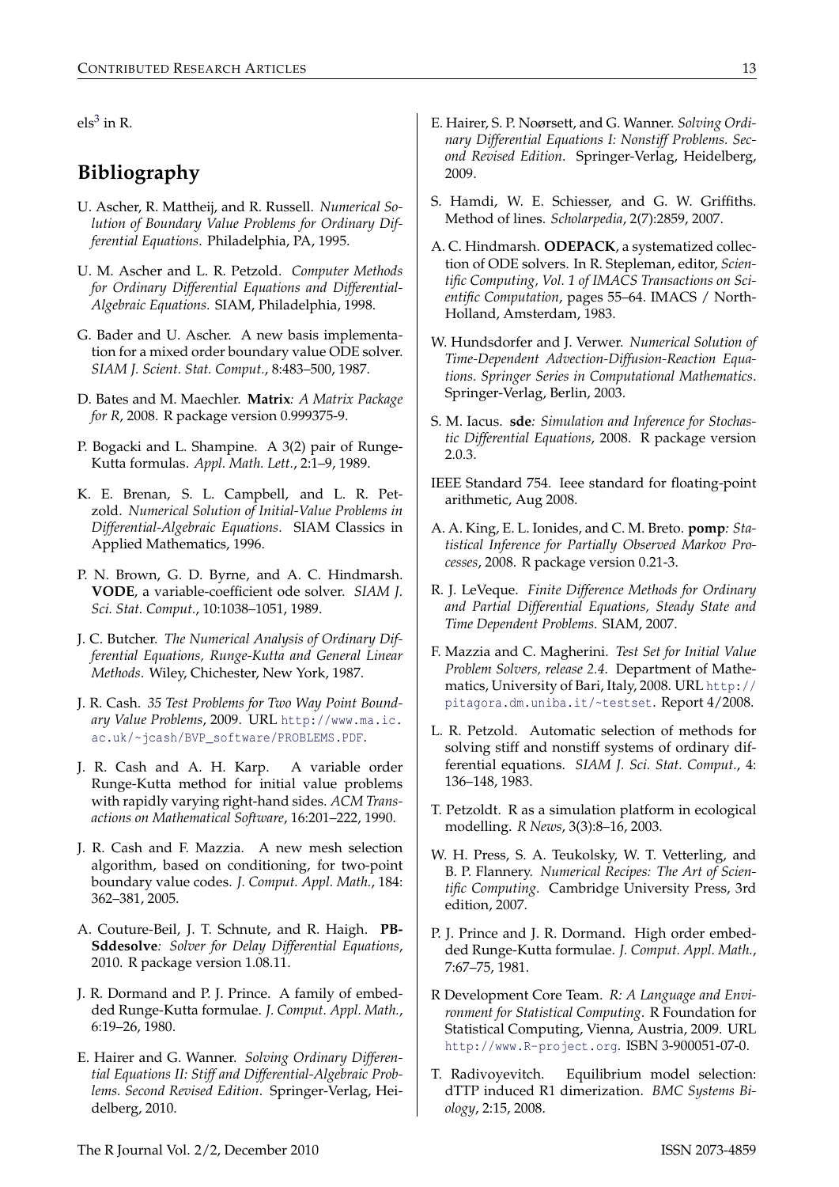els[3] in R.

## Bibliography

U. Ascher, R. Mattheij, and R. Russell. *Numerical Solution of Boundary Value Problems for Ordinary Differential Equations*. Philadelphia, PA, 1995.

U. M. Ascher and L. R. Petzold. *Computer Methods for Ordinary Differential Equations and Differential-Algebraic Equations*. SIAM, Philadelphia, 1998.

G. Bader and U. Ascher. A new basis implementation for a mixed order boundary value ODE solver. *SIAM J. Scient. Stat. Comput.*, 8:483–500, 1987.

D. Bates and M. Maechler. **Matrix***: A Matrix Package for R*, 2008. R package version 0.999375-9.

P. Bogacki and L. Shampine. A 3(2) pair of Runge-Kutta formulas. *Appl. Math. Lett.*, 2:1–9, 1989.

K. E. Brenan, S. L. Campbell, and L. R. Petzold. *Numerical Solution of Initial-Value Problems in Differential-Algebraic Equations*. SIAM Classics in Applied Mathematics, 1996.

P. N. Brown, G. D. Byrne, and A. C. Hindmarsh. **VODE**, a variable-coefficient ode solver. *SIAM J. Sci. Stat. Comput.*, 10:1038–1051, 1989.

J. C. Butcher. *The Numerical Analysis of Ordinary Differential Equations, Runge-Kutta and General Linear Methods*. Wiley, Chichester, New York, 1987.

J. R. Cash. *35 Test Problems for Two Way Point Boundary Value Problems*, 2009. URL http://www.ma.ic.ac.uk/~jcash/BVP_software/PROBLEMS.PDF.

J. R. Cash and A. H. Karp. A variable order Runge-Kutta method for initial value problems with rapidly varying right-hand sides. *ACM Transactions on Mathematical Software*, 16:201–222, 1990.

J. R. Cash and F. Mazzia. A new mesh selection algorithm, based on conditioning, for two-point boundary value codes. *J. Comput. Appl. Math.*, 184: 362–381, 2005.

A. Couture-Beil, J. T. Schnute, and R. Haigh. **PBSddesolve***: Solver for Delay Differential Equations*, 2010. R package version 1.08.11.

J. R. Dormand and P. J. Prince. A family of embedded Runge-Kutta formulae. *J. Comput. Appl. Math.*, 6:19–26, 1980.

E. Hairer and G. Wanner. *Solving Ordinary Differential Equations II: Stiff and Differential-Algebraic Problems. Second Revised Edition*. Springer-Verlag, Heidelberg, 2010.

E. Hairer, S. P. Noørsett, and G. Wanner. *Solving Ordinary Differential Equations I: Nonstiff Problems. Second Revised Edition*. Springer-Verlag, Heidelberg, 2009.

S. Hamdi, W. E. Schiesser, and G. W. Griffiths. Method of lines. *Scholarpedia*, 2(7):2859, 2007.

A. C. Hindmarsh. **ODEPACK**, a systematized collection of ODE solvers. In R. Stepleman, editor, *Scientific Computing, Vol. 1 of IMACS Transactions on Scientific Computation*, pages 55–64. IMACS / North-Holland, Amsterdam, 1983.

W. Hundsdorfer and J. Verwer. *Numerical Solution of Time-Dependent Advection-Diffusion-Reaction Equations. Springer Series in Computational Mathematics*. Springer-Verlag, Berlin, 2003.

S. M. Iacus. **sde***: Simulation and Inference for Stochastic Differential Equations*, 2008. R package version 2.0.3.

IEEE Standard 754. Ieee standard for floating-point arithmetic, Aug 2008.

A. A. King, E. L. Ionides, and C. M. Breto. **pomp***: Statistical Inference for Partially Observed Markov Processes*, 2008. R package version 0.21-3.

R. J. LeVeque. *Finite Difference Methods for Ordinary and Partial Differential Equations, Steady State and Time Dependent Problems*. SIAM, 2007.

F. Mazzia and C. Magherini. *Test Set for Initial Value Problem Solvers, release 2.4*. Department of Mathematics, University of Bari, Italy, 2008. URL http://pitagora.dm.uniba.it/~testset. Report 4/2008.

L. R. Petzold. Automatic selection of methods for solving stiff and nonstiff systems of ordinary differential equations. *SIAM J. Sci. Stat. Comput.*, 4: 136–148, 1983.

T. Petzoldt. R as a simulation platform in ecological modelling. *R News*, 3(3):8–16, 2003.

W. H. Press, S. A. Teukolsky, W. T. Vetterling, and B. P. Flannery. *Numerical Recipes: The Art of Scientific Computing*. Cambridge University Press, 3rd edition, 2007.

P. J. Prince and J. R. Dormand. High order embedded Runge-Kutta formulae. *J. Comput. Appl. Math.*, 7:67–75, 1981.

R Development Core Team. *R: A Language and Environment for Statistical Computing*. R Foundation for Statistical Computing, Vienna, Austria, 2009. URL http://www.R-project.org. ISBN 3-900051-07-0.

T. Radivoyevitch. Equilibrium model selection: dTTP induced R1 dimerization. *BMC Systems Biology*, 2:15, 2008.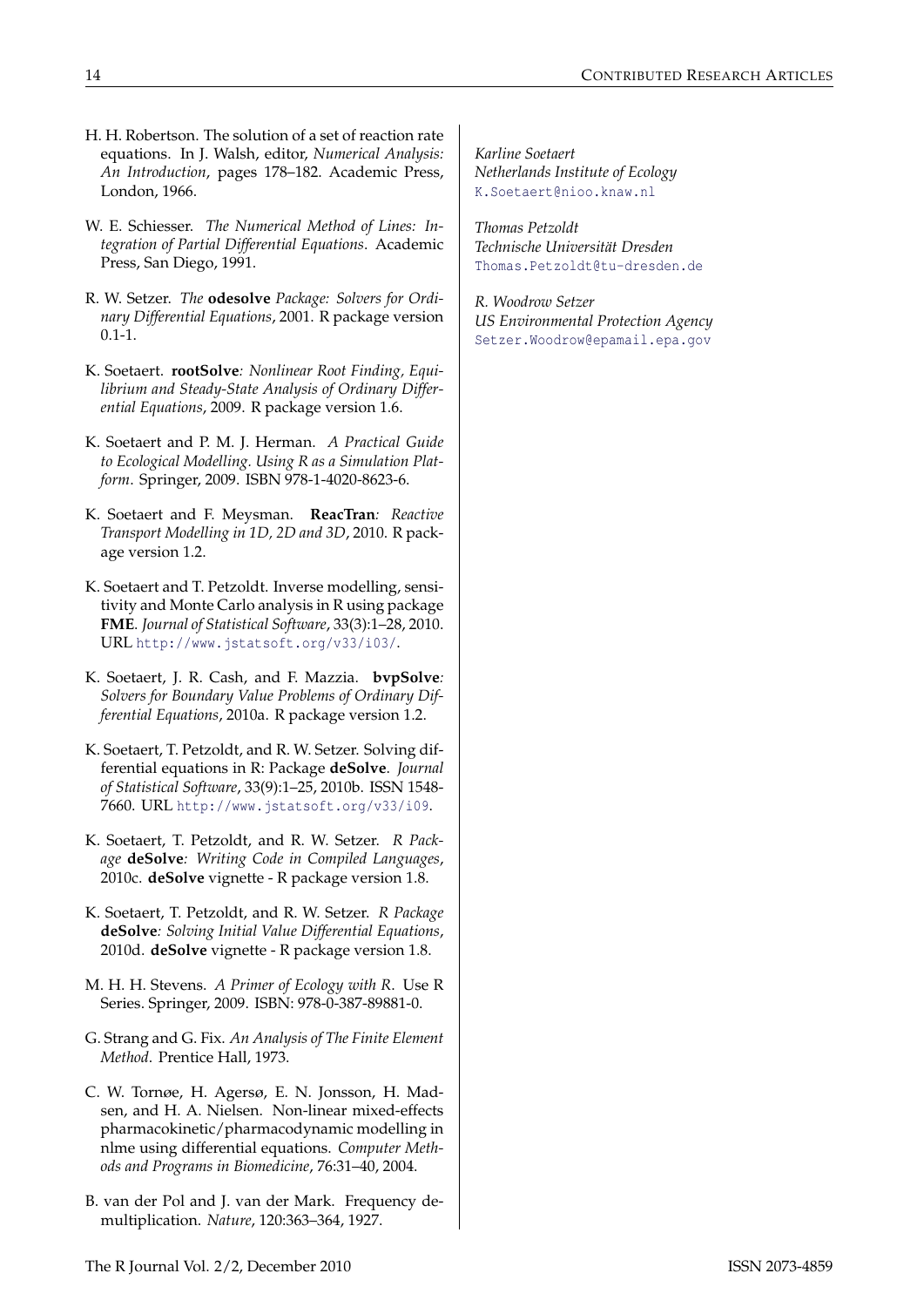H. H. Robertson. The solution of a set of reaction rate equations. In J. Walsh, editor, *Numerical Analysis: An Introduction*, pages 178–182. Academic Press, London, 1966.

W. E. Schiesser. *The Numerical Method of Lines: Integration of Partial Differential Equations*. Academic Press, San Diego, 1991.

R. W. Setzer. *The* **odesolve** *Package: Solvers for Ordinary Differential Equations*, 2001. R package version 0.1-1.

K. Soetaert. **rootSolve***: Nonlinear Root Finding, Equilibrium and Steady-State Analysis of Ordinary Differential Equations*, 2009. R package version 1.6.

K. Soetaert and P. M. J. Herman. *A Practical Guide to Ecological Modelling. Using R as a Simulation Platform*. Springer, 2009. ISBN 978-1-4020-8623-6.

K. Soetaert and F. Meysman. **ReacTran***: Reactive Transport Modelling in 1D, 2D and 3D*, 2010. R package version 1.2.

K. Soetaert and T. Petzoldt. Inverse modelling, sensitivity and Monte Carlo analysis in R using package **FME**. *Journal of Statistical Software*, 33(3):1–28, 2010. URL http://www.jstatsoft.org/v33/i03/.

K. Soetaert, J. R. Cash, and F. Mazzia. **bvpSolve***: Solvers for Boundary Value Problems of Ordinary Differential Equations*, 2010a. R package version 1.2.

K. Soetaert, T. Petzoldt, and R. W. Setzer. Solving differential equations in R: Package **deSolve**. *Journal of Statistical Software*, 33(9):1–25, 2010b. ISSN 1548-7660. URL http://www.jstatsoft.org/v33/i09.

K. Soetaert, T. Petzoldt, and R. W. Setzer. *R Package* **deSolve***: Writing Code in Compiled Languages*, 2010c. **deSolve** vignette - R package version 1.8.

K. Soetaert, T. Petzoldt, and R. W. Setzer. *R Package* **deSolve***: Solving Initial Value Differential Equations*, 2010d. **deSolve** vignette - R package version 1.8.

M. H. H. Stevens. *A Primer of Ecology with R*. Use R Series. Springer, 2009. ISBN: 978-0-387-89881-0.

G. Strang and G. Fix. *An Analysis of The Finite Element Method*. Prentice Hall, 1973.

C. W. Tornøe, H. Agersø, E. N. Jonsson, H. Madsen, and H. A. Nielsen. Non-linear mixed-effects pharmacokinetic/pharmacodynamic modelling in nlme using differential equations. *Computer Methods and Programs in Biomedicine*, 76:31–40, 2004.

B. van der Pol and J. van der Mark. Frequency demultiplication. *Nature*, 120:363–364, 1927.

*Karline Soetaert*
*Netherlands Institute of Ecology*
K.Soetaert@nioo.knaw.nl

*Thomas Petzoldt*
*Technische Universität Dresden*
Thomas.Petzoldt@tu-dresden.de

*R. Woodrow Setzer*
*US Environmental Protection Agency*
Setzer.Woodrow@epamail.epa.gov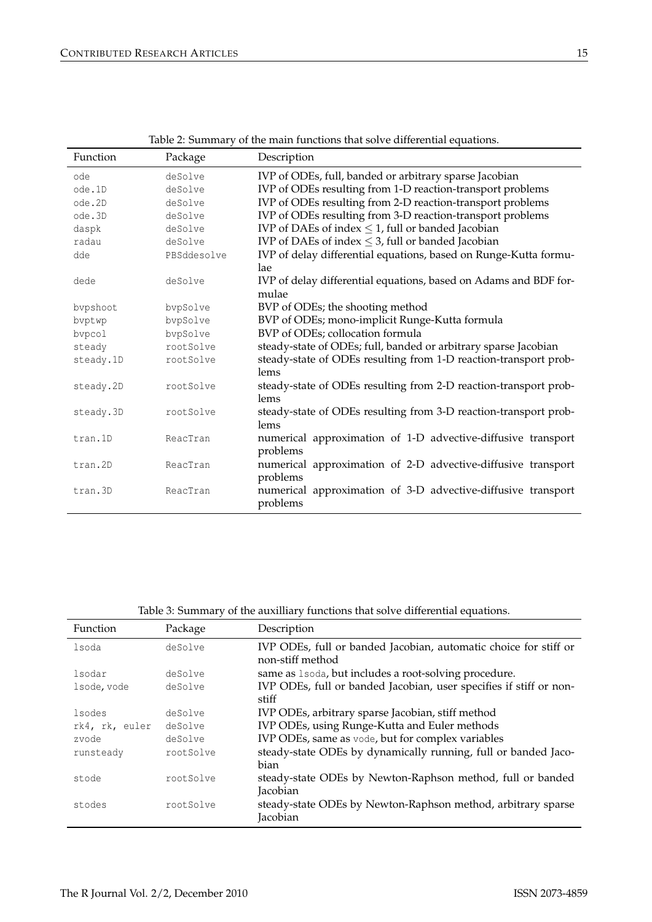Table 2: Summary of the main functions that solve differential equations.

| Function | Package | Description |
|---|---|---|
| ode | deSolve | IVP of ODEs, full, banded or arbitrary sparse Jacobian |
| ode.1D | deSolve | IVP of ODEs resulting from 1-D reaction-transport problems |
| ode.2D | deSolve | IVP of ODEs resulting from 2-D reaction-transport problems |
| ode.3D | deSolve | IVP of ODEs resulting from 3-D reaction-transport problems |
| daspk | deSolve | IVP of DAEs of index $\leq 1$, full or banded Jacobian |
| radau | deSolve | IVP of DAEs of index $\leq 3$, full or banded Jacobian |
| dde | PBSddesolve | IVP of delay differential equations, based on Runge-Kutta formulae |
| dede | deSolve | IVP of delay differential equations, based on Adams and BDF formulae |
| bvpshoot | bvpSolve | BVP of ODEs; the shooting method |
| bvptwp | bvpSolve | BVP of ODEs; mono-implicit Runge-Kutta formula |
| bvpcol | bvpSolve | BVP of ODEs; collocation formula |
| steady | rootSolve | steady-state of ODEs; full, banded or arbitrary sparse Jacobian |
| steady.1D | rootSolve | steady-state of ODEs resulting from 1-D reaction-transport problems |
| steady.2D | rootSolve | steady-state of ODEs resulting from 2-D reaction-transport problems |
| steady.3D | rootSolve | steady-state of ODEs resulting from 3-D reaction-transport problems |
| tran.1D | ReacTran | numerical approximation of 1-D advective-diffusive transport problems |
| tran.2D | ReacTran | numerical approximation of 2-D advective-diffusive transport problems |
| tran.3D | ReacTran | numerical approximation of 3-D advective-diffusive transport problems |

Table 3: Summary of the auxilliary functions that solve differential equations.

| Function | Package | Description |
|---|---|---|
| lsoda | deSolve | IVP ODEs, full or banded Jacobian, automatic choice for stiff or non-stiff method |
| lsodar | deSolve | same as lsoda, but includes a root-solving procedure. |
| lsode, vode | deSolve | IVP ODEs, full or banded Jacobian, user specifies if stiff or non-stiff |
| lsodes | deSolve | IVP ODEs, arbitrary sparse Jacobian, stiff method |
| rk4, rk, euler | deSolve | IVP ODEs, using Runge-Kutta and Euler methods |
| zvode | deSolve | IVP ODEs, same as vode, but for complex variables |
| runsteady | rootSolve | steady-state ODEs by dynamically running, full or banded Jacobian |
| stode | rootSolve | steady-state ODEs by Newton-Raphson method, full or banded Jacobian |
| stodes | rootSolve | steady-state ODEs by Newton-Raphson method, arbitrary sparse Jacobian |